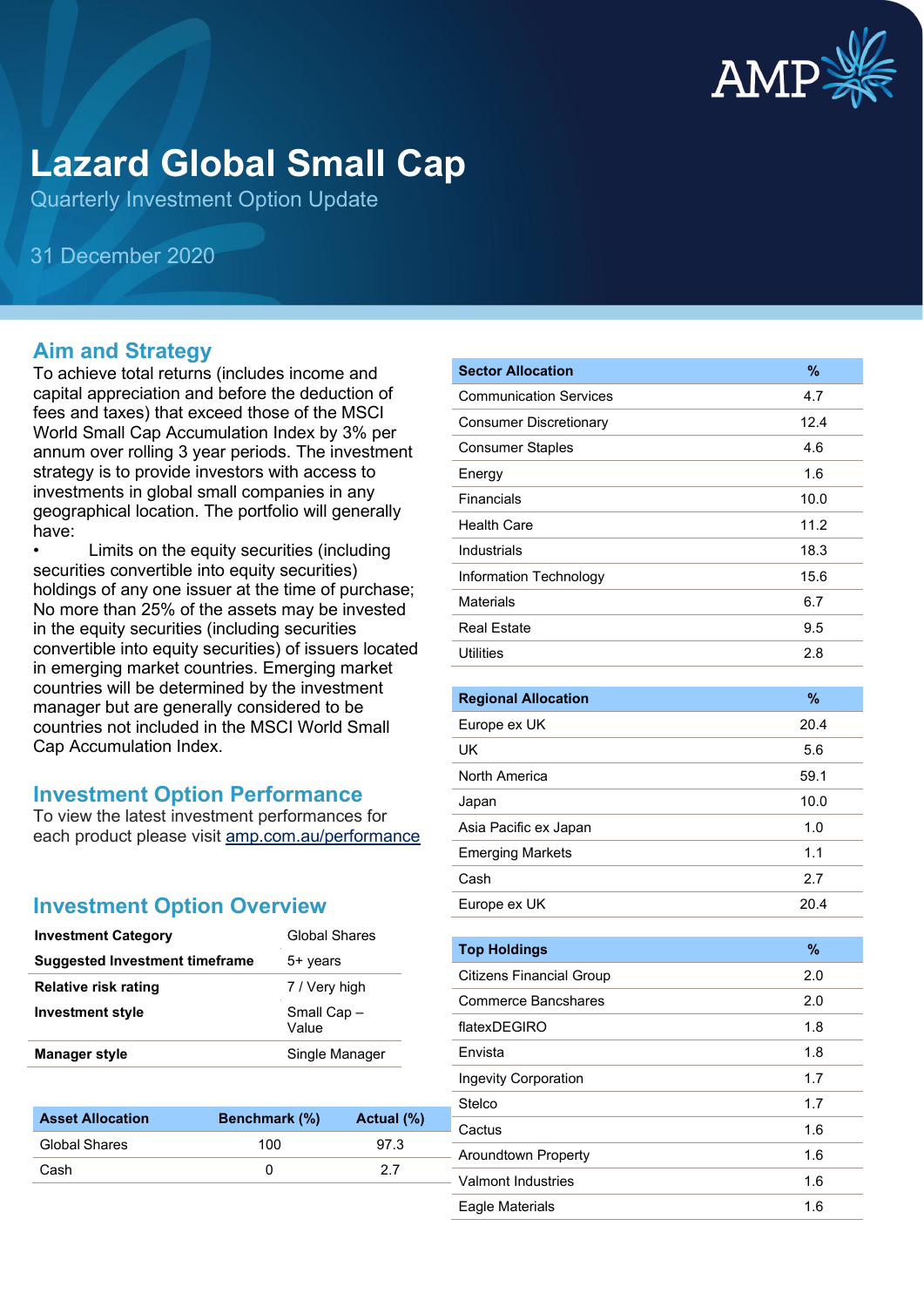# Lazard Global Small Cap

Quarterly Investment Option Update

31 December 2020

## Aim and Strategy

To achieve total returns (includes income and capital appreciation and before the deduction of fees and taxes) that exceed those of the MSCI World Small Cap Accumulation Index by 3% per annum over rolling 3 year periods. The investment strategy is to provide investors with access to investments in global small companies in any geographical location. The portfolio will generally have:

- Limits on the equity securities (including securities convertible into equity securities) holdings of any one issuer at the time of purchase; No more than 25% of the assets may be invested in the equity securities (including securities convertible into equity securities) of issuers located in emerging market countries. Emerging market countries will be determined by the investment manager but are generally considered to be countries not included in the MSCI World Small Cap Accumulation Index.

## Investment Option Performance

To view the latest investment performances for each product please visit amp.com.au/performance

## Investment Option Overview

| | |
|---|---|
| **Investment Category** | Global Shares |
| **Suggested Investment timeframe** | 5+ years |
| **Relative risk rating** | 7 / Very high |
| **Investment style** | Small Cap – Value |
| **Manager style** | Single Manager |

| Asset Allocation | Benchmark (%) | Actual (%) |
|---|---|---|
| Global Shares | 100 | 97.3 |
| Cash | 0 | 2.7 |

| Sector Allocation | % |
|---|---|
| Communication Services | 4.7 |
| Consumer Discretionary | 12.4 |
| Consumer Staples | 4.6 |
| Energy | 1.6 |
| Financials | 10.0 |
| Health Care | 11.2 |
| Industrials | 18.3 |
| Information Technology | 15.6 |
| Materials | 6.7 |
| Real Estate | 9.5 |
| Utilities | 2.8 |

| Regional Allocation | % |
|---|---|
| Europe ex UK | 20.4 |
| UK | 5.6 |
| North America | 59.1 |
| Japan | 10.0 |
| Asia Pacific ex Japan | 1.0 |
| Emerging Markets | 1.1 |
| Cash | 2.7 |
| Europe ex UK | 20.4 |

| Top Holdings | % |
|---|---|
| Citizens Financial Group | 2.0 |
| Commerce Bancshares | 2.0 |
| flatexDEGIRO | 1.8 |
| Envista | 1.8 |
| Ingevity Corporation | 1.7 |
| Stelco | 1.7 |
| Cactus | 1.6 |
| Aroundtown Property | 1.6 |
| Valmont Industries | 1.6 |
| Eagle Materials | 1.6 |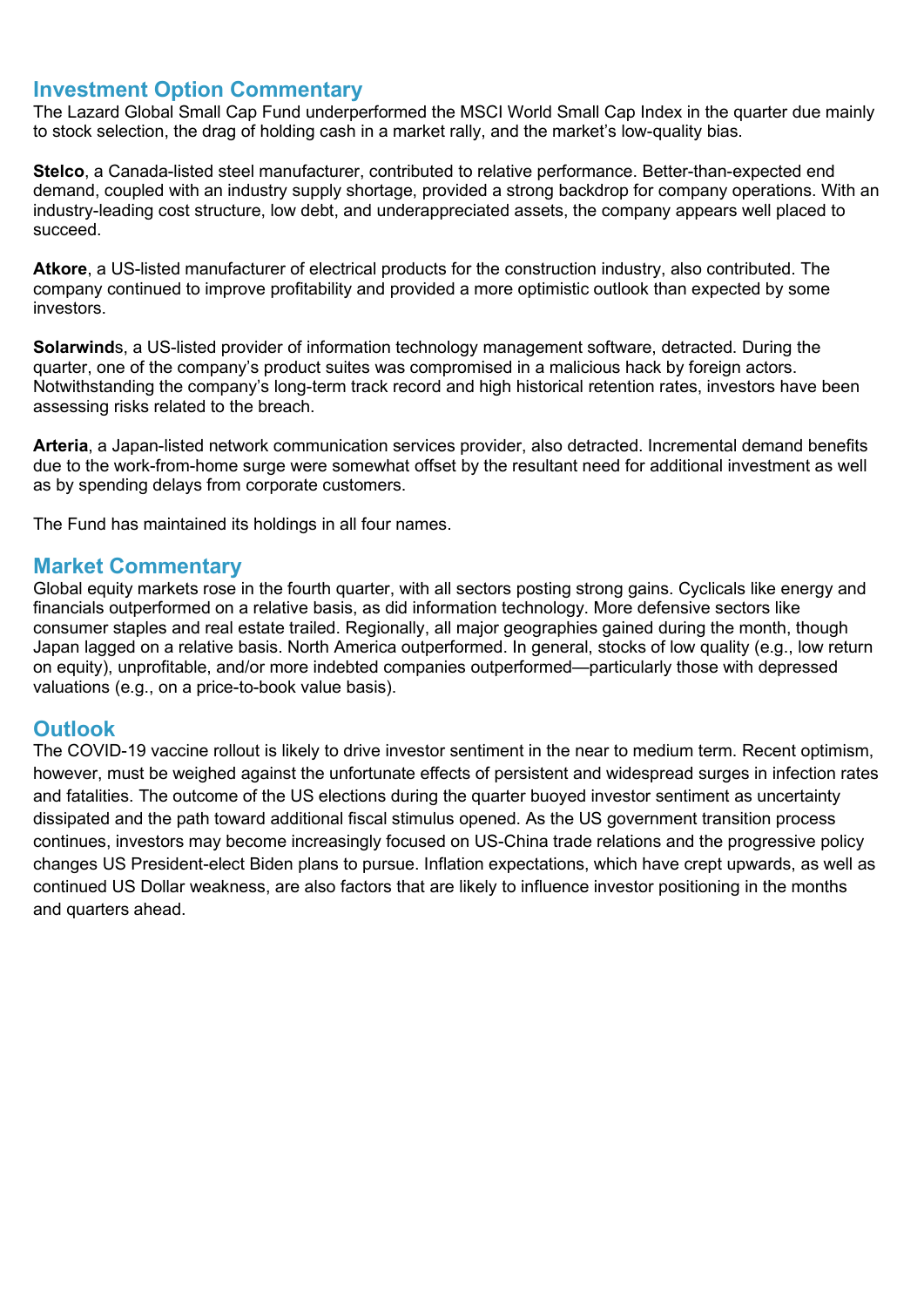## Investment Option Commentary

The Lazard Global Small Cap Fund underperformed the MSCI World Small Cap Index in the quarter due mainly to stock selection, the drag of holding cash in a market rally, and the market's low-quality bias.

**Stelco**, a Canada-listed steel manufacturer, contributed to relative performance. Better-than-expected end demand, coupled with an industry supply shortage, provided a strong backdrop for company operations. With an industry-leading cost structure, low debt, and underappreciated assets, the company appears well placed to succeed.

**Atkore**, a US-listed manufacturer of electrical products for the construction industry, also contributed. The company continued to improve profitability and provided a more optimistic outlook than expected by some investors.

**Solarwind**s, a US-listed provider of information technology management software, detracted. During the quarter, one of the company's product suites was compromised in a malicious hack by foreign actors. Notwithstanding the company's long-term track record and high historical retention rates, investors have been assessing risks related to the breach.

**Arteria**, a Japan-listed network communication services provider, also detracted. Incremental demand benefits due to the work-from-home surge were somewhat offset by the resultant need for additional investment as well as by spending delays from corporate customers.

The Fund has maintained its holdings in all four names.

## Market Commentary

Global equity markets rose in the fourth quarter, with all sectors posting strong gains. Cyclicals like energy and financials outperformed on a relative basis, as did information technology. More defensive sectors like consumer staples and real estate trailed. Regionally, all major geographies gained during the month, though Japan lagged on a relative basis. North America outperformed. In general, stocks of low quality (e.g., low return on equity), unprofitable, and/or more indebted companies outperformed—particularly those with depressed valuations (e.g., on a price-to-book value basis).

## Outlook

The COVID-19 vaccine rollout is likely to drive investor sentiment in the near to medium term. Recent optimism, however, must be weighed against the unfortunate effects of persistent and widespread surges in infection rates and fatalities. The outcome of the US elections during the quarter buoyed investor sentiment as uncertainty dissipated and the path toward additional fiscal stimulus opened. As the US government transition process continues, investors may become increasingly focused on US-China trade relations and the progressive policy changes US President-elect Biden plans to pursue. Inflation expectations, which have crept upwards, as well as continued US Dollar weakness, are also factors that are likely to influence investor positioning in the months and quarters ahead.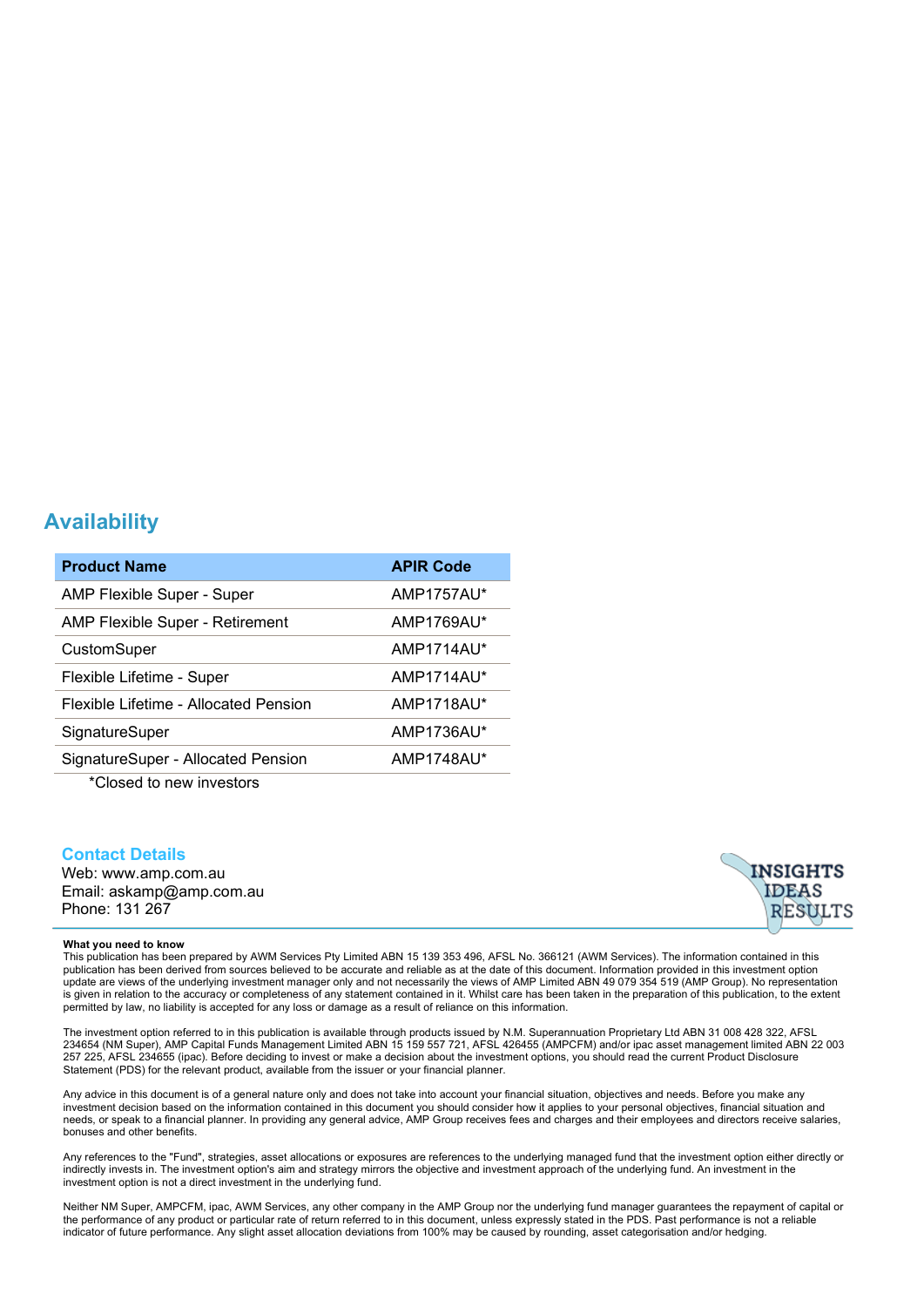## Availability

| Product Name | APIR Code |
|---|---|
| AMP Flexible Super - Super | AMP1757AU* |
| AMP Flexible Super - Retirement | AMP1769AU* |
| CustomSuper | AMP1714AU* |
| Flexible Lifetime - Super | AMP1714AU* |
| Flexible Lifetime - Allocated Pension | AMP1718AU* |
| SignatureSuper | AMP1736AU* |
| SignatureSuper - Allocated Pension | AMP1748AU* |

*Closed to new investors

### Contact Details

Web: www.amp.com.au
Email: askamp@amp.com.au
Phone: 131 267

INSIGHTS
IDEAS
RESULTS

**What you need to know**

This publication has been prepared by AWM Services Pty Limited ABN 15 139 353 496, AFSL No. 366121 (AWM Services). The information contained in this publication has been derived from sources believed to be accurate and reliable as at the date of this document. Information provided in this investment option update are views of the underlying investment manager only and not necessarily the views of AMP Limited ABN 49 079 354 519 (AMP Group). No representation is given in relation to the accuracy or completeness of any statement contained in it. Whilst care has been taken in the preparation of this publication, to the extent permitted by law, no liability is accepted for any loss or damage as a result of reliance on this information.

The investment option referred to in this publication is available through products issued by N.M. Superannuation Proprietary Ltd ABN 31 008 428 322, AFSL 234654 (NM Super), AMP Capital Funds Management Limited ABN 15 159 557 721, AFSL 426455 (AMPCFM) and/or ipac asset management limited ABN 22 003 257 225, AFSL 234655 (ipac). Before deciding to invest or make a decision about the investment options, you should read the current Product Disclosure Statement (PDS) for the relevant product, available from the issuer or your financial planner.

Any advice in this document is of a general nature only and does not take into account your financial situation, objectives and needs. Before you make any investment decision based on the information contained in this document you should consider how it applies to your personal objectives, financial situation and needs, or speak to a financial planner. In providing any general advice, AMP Group receives fees and charges and their employees and directors receive salaries, bonuses and other benefits.

Any references to the "Fund", strategies, asset allocations or exposures are references to the underlying managed fund that the investment option either directly or indirectly invests in. The investment option's aim and strategy mirrors the objective and investment approach of the underlying fund. An investment in the investment option is not a direct investment in the underlying fund.

Neither NM Super, AMPCFM, ipac, AWM Services, any other company in the AMP Group nor the underlying fund manager guarantees the repayment of capital or the performance of any product or particular rate of return referred to in this document, unless expressly stated in the PDS. Past performance is not a reliable indicator of future performance. Any slight asset allocation deviations from 100% may be caused by rounding, asset categorisation and/or hedging.